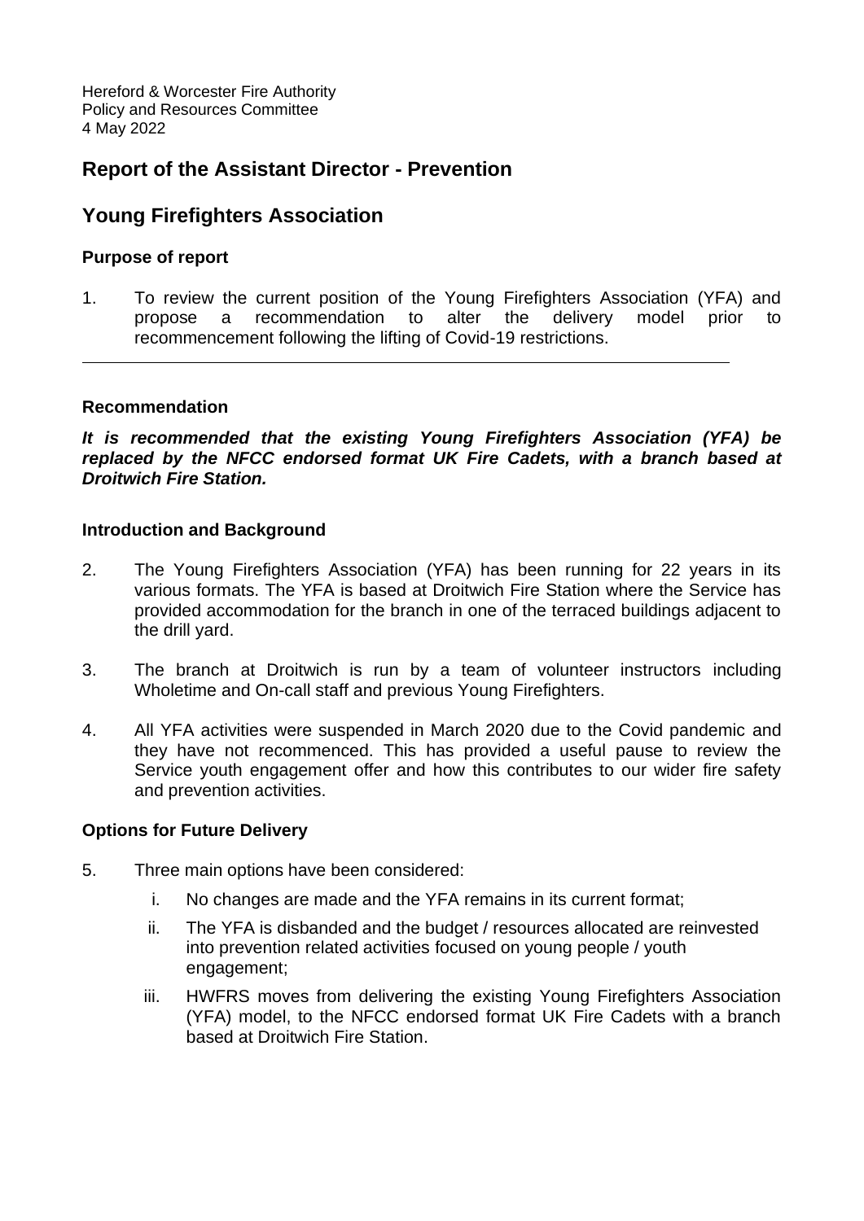Hereford & Worcester Fire Authority
Policy and Resources Committee
4 May 2022

## Report of the Assistant Director - Prevention

## Young Firefighters Association

### Purpose of report

1. To review the current position of the Young Firefighters Association (YFA) and propose a recommendation to alter the delivery model prior to recommencement following the lifting of Covid-19 restrictions.

---

### Recommendation

***It is recommended that the existing Young Firefighters Association (YFA) be replaced by the NFCC endorsed format UK Fire Cadets, with a branch based at Droitwich Fire Station.***

### Introduction and Background

2. The Young Firefighters Association (YFA) has been running for 22 years in its various formats. The YFA is based at Droitwich Fire Station where the Service has provided accommodation for the branch in one of the terraced buildings adjacent to the drill yard.

3. The branch at Droitwich is run by a team of volunteer instructors including Wholetime and On-call staff and previous Young Firefighters.

4. All YFA activities were suspended in March 2020 due to the Covid pandemic and they have not recommenced. This has provided a useful pause to review the Service youth engagement offer and how this contributes to our wider fire safety and prevention activities.

### Options for Future Delivery

5. Three main options have been considered:

   i. No changes are made and the YFA remains in its current format;

   ii. The YFA is disbanded and the budget / resources allocated are reinvested into prevention related activities focused on young people / youth engagement;

   iii. HWFRS moves from delivering the existing Young Firefighters Association (YFA) model, to the NFCC endorsed format UK Fire Cadets with a branch based at Droitwich Fire Station.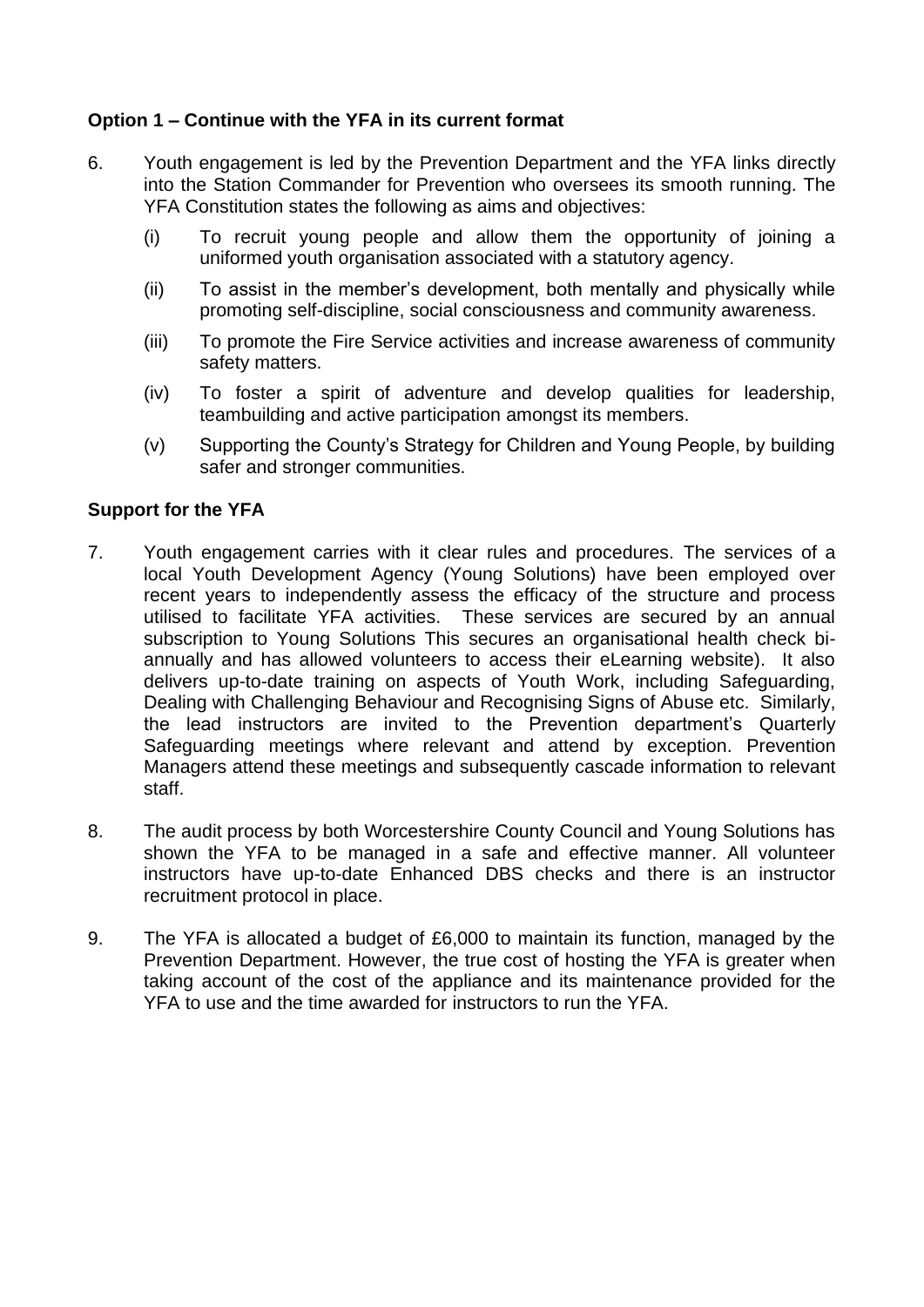**Option 1 – Continue with the YFA in its current format**

6. Youth engagement is led by the Prevention Department and the YFA links directly into the Station Commander for Prevention who oversees its smooth running. The YFA Constitution states the following as aims and objectives:

   (i) To recruit young people and allow them the opportunity of joining a uniformed youth organisation associated with a statutory agency.

   (ii) To assist in the member's development, both mentally and physically while promoting self-discipline, social consciousness and community awareness.

   (iii) To promote the Fire Service activities and increase awareness of community safety matters.

   (iv) To foster a spirit of adventure and develop qualities for leadership, teambuilding and active participation amongst its members.

   (v) Supporting the County's Strategy for Children and Young People, by building safer and stronger communities.

**Support for the YFA**

7. Youth engagement carries with it clear rules and procedures. The services of a local Youth Development Agency (Young Solutions) have been employed over recent years to independently assess the efficacy of the structure and process utilised to facilitate YFA activities. These services are secured by an annual subscription to Young Solutions This secures an organisational health check bi-annually and has allowed volunteers to access their eLearning website). It also delivers up-to-date training on aspects of Youth Work, including Safeguarding, Dealing with Challenging Behaviour and Recognising Signs of Abuse etc. Similarly, the lead instructors are invited to the Prevention department's Quarterly Safeguarding meetings where relevant and attend by exception. Prevention Managers attend these meetings and subsequently cascade information to relevant staff.

8. The audit process by both Worcestershire County Council and Young Solutions has shown the YFA to be managed in a safe and effective manner. All volunteer instructors have up-to-date Enhanced DBS checks and there is an instructor recruitment protocol in place.

9. The YFA is allocated a budget of £6,000 to maintain its function, managed by the Prevention Department. However, the true cost of hosting the YFA is greater when taking account of the cost of the appliance and its maintenance provided for the YFA to use and the time awarded for instructors to run the YFA.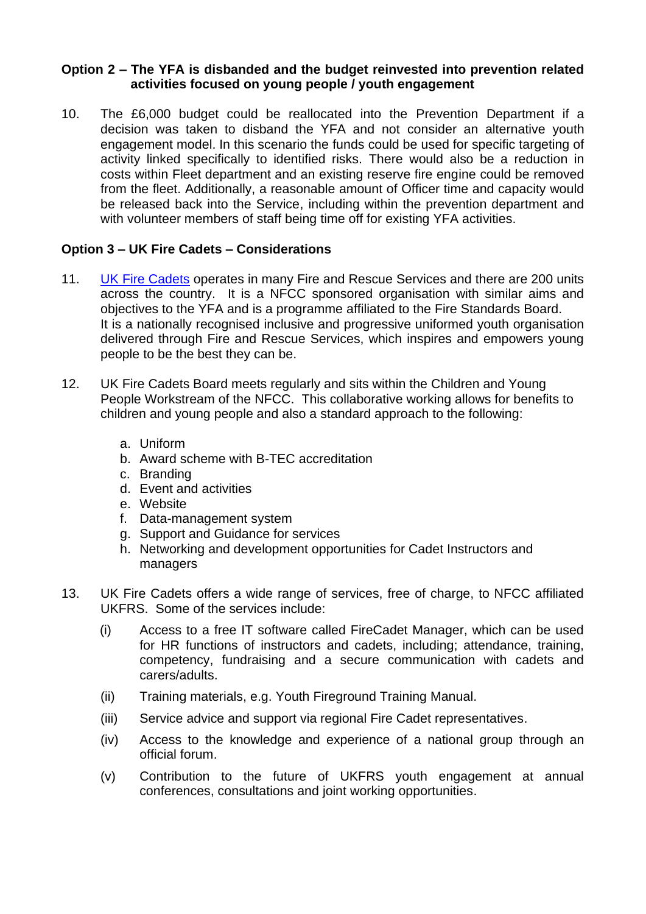**Option 2 – The YFA is disbanded and the budget reinvested into prevention related activities focused on young people / youth engagement**

10. The £6,000 budget could be reallocated into the Prevention Department if a decision was taken to disband the YFA and not consider an alternative youth engagement model. In this scenario the funds could be used for specific targeting of activity linked specifically to identified risks. There would also be a reduction in costs within Fleet department and an existing reserve fire engine could be removed from the fleet. Additionally, a reasonable amount of Officer time and capacity would be released back into the Service, including within the prevention department and with volunteer members of staff being time off for existing YFA activities.

**Option 3 – UK Fire Cadets – Considerations**

11. UK Fire Cadets operates in many Fire and Rescue Services and there are 200 units across the country. It is a NFCC sponsored organisation with similar aims and objectives to the YFA and is a programme affiliated to the Fire Standards Board. It is a nationally recognised inclusive and progressive uniformed youth organisation delivered through Fire and Rescue Services, which inspires and empowers young people to be the best they can be.

12. UK Fire Cadets Board meets regularly and sits within the Children and Young People Workstream of the NFCC. This collaborative working allows for benefits to children and young people and also a standard approach to the following:

    a. Uniform
    b. Award scheme with B-TEC accreditation
    c. Branding
    d. Event and activities
    e. Website
    f. Data-management system
    g. Support and Guidance for services
    h. Networking and development opportunities for Cadet Instructors and managers

13. UK Fire Cadets offers a wide range of services, free of charge, to NFCC affiliated UKFRS. Some of the services include:

    (i) Access to a free IT software called FireCadet Manager, which can be used for HR functions of instructors and cadets, including; attendance, training, competency, fundraising and a secure communication with cadets and carers/adults.

    (ii) Training materials, e.g. Youth Fireground Training Manual.

    (iii) Service advice and support via regional Fire Cadet representatives.

    (iv) Access to the knowledge and experience of a national group through an official forum.

    (v) Contribution to the future of UKFRS youth engagement at annual conferences, consultations and joint working opportunities.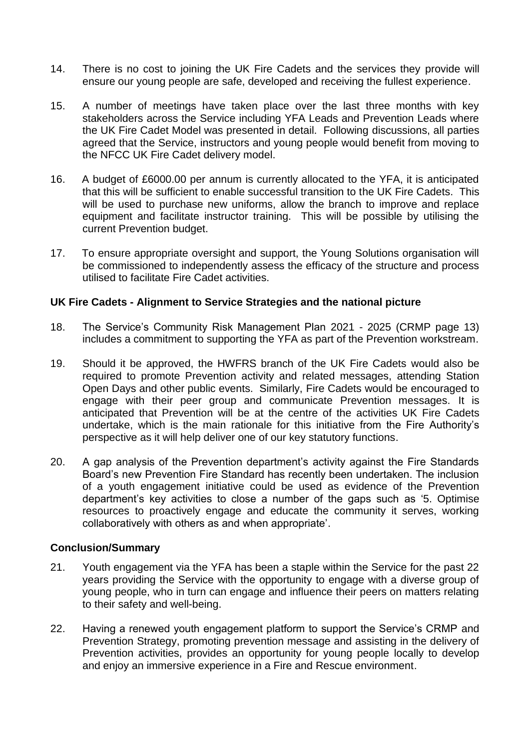14. There is no cost to joining the UK Fire Cadets and the services they provide will ensure our young people are safe, developed and receiving the fullest experience.

15. A number of meetings have taken place over the last three months with key stakeholders across the Service including YFA Leads and Prevention Leads where the UK Fire Cadet Model was presented in detail. Following discussions, all parties agreed that the Service, instructors and young people would benefit from moving to the NFCC UK Fire Cadet delivery model.

16. A budget of £6000.00 per annum is currently allocated to the YFA, it is anticipated that this will be sufficient to enable successful transition to the UK Fire Cadets. This will be used to purchase new uniforms, allow the branch to improve and replace equipment and facilitate instructor training. This will be possible by utilising the current Prevention budget.

17. To ensure appropriate oversight and support, the Young Solutions organisation will be commissioned to independently assess the efficacy of the structure and process utilised to facilitate Fire Cadet activities.

**UK Fire Cadets - Alignment to Service Strategies and the national picture**

18. The Service's Community Risk Management Plan 2021 - 2025 (CRMP page 13) includes a commitment to supporting the YFA as part of the Prevention workstream.

19. Should it be approved, the HWFRS branch of the UK Fire Cadets would also be required to promote Prevention activity and related messages, attending Station Open Days and other public events. Similarly, Fire Cadets would be encouraged to engage with their peer group and communicate Prevention messages. It is anticipated that Prevention will be at the centre of the activities UK Fire Cadets undertake, which is the main rationale for this initiative from the Fire Authority's perspective as it will help deliver one of our key statutory functions.

20. A gap analysis of the Prevention department's activity against the Fire Standards Board's new Prevention Fire Standard has recently been undertaken. The inclusion of a youth engagement initiative could be used as evidence of the Prevention department's key activities to close a number of the gaps such as '5. Optimise resources to proactively engage and educate the community it serves, working collaboratively with others as and when appropriate'.

**Conclusion/Summary**

21. Youth engagement via the YFA has been a staple within the Service for the past 22 years providing the Service with the opportunity to engage with a diverse group of young people, who in turn can engage and influence their peers on matters relating to their safety and well-being.

22. Having a renewed youth engagement platform to support the Service's CRMP and Prevention Strategy, promoting prevention message and assisting in the delivery of Prevention activities, provides an opportunity for young people locally to develop and enjoy an immersive experience in a Fire and Rescue environment.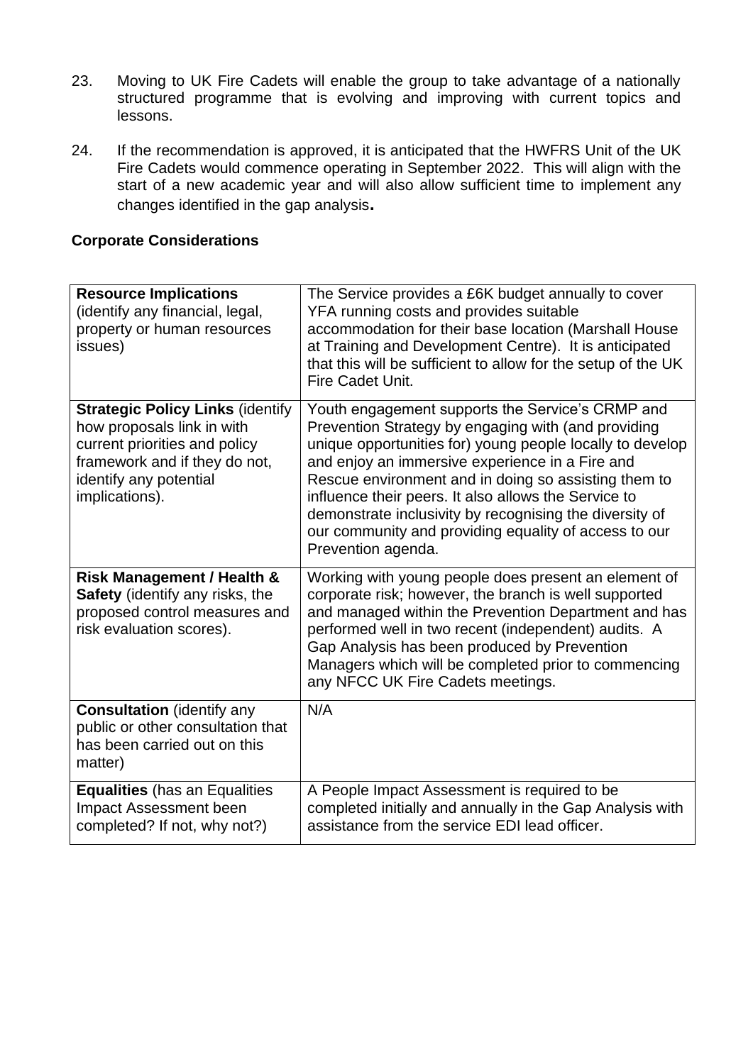23. Moving to UK Fire Cadets will enable the group to take advantage of a nationally structured programme that is evolving and improving with current topics and lessons.

24. If the recommendation is approved, it is anticipated that the HWFRS Unit of the UK Fire Cadets would commence operating in September 2022. This will align with the start of a new academic year and will also allow sufficient time to implement any changes identified in the gap analysis.

**Corporate Considerations**

| | |
|---|---|
| **Resource Implications** (identify any financial, legal, property or human resources issues) | The Service provides a £6K budget annually to cover YFA running costs and provides suitable accommodation for their base location (Marshall House at Training and Development Centre). It is anticipated that this will be sufficient to allow for the setup of the UK Fire Cadet Unit. |
| **Strategic Policy Links** (identify how proposals link in with current priorities and policy framework and if they do not, identify any potential implications). | Youth engagement supports the Service's CRMP and Prevention Strategy by engaging with (and providing unique opportunities for) young people locally to develop and enjoy an immersive experience in a Fire and Rescue environment and in doing so assisting them to influence their peers. It also allows the Service to demonstrate inclusivity by recognising the diversity of our community and providing equality of access to our Prevention agenda. |
| **Risk Management / Health & Safety** (identify any risks, the proposed control measures and risk evaluation scores). | Working with young people does present an element of corporate risk; however, the branch is well supported and managed within the Prevention Department and has performed well in two recent (independent) audits. A Gap Analysis has been produced by Prevention Managers which will be completed prior to commencing any NFCC UK Fire Cadets meetings. |
| **Consultation** (identify any public or other consultation that has been carried out on this matter) | N/A |
| **Equalities** (has an Equalities Impact Assessment been completed? If not, why not?) | A People Impact Assessment is required to be completed initially and annually in the Gap Analysis with assistance from the service EDI lead officer. |